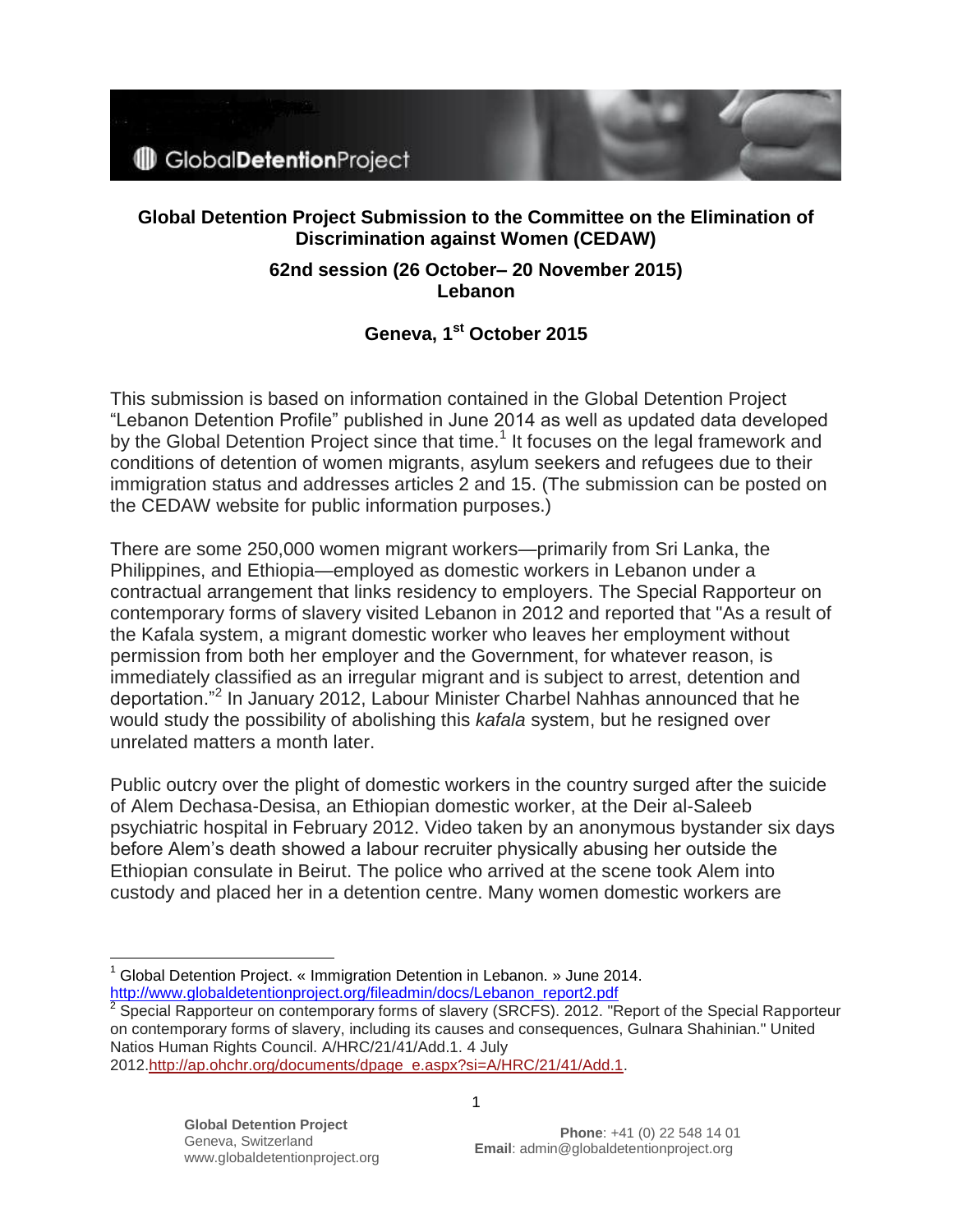**Global Detention Project Submission to the Committee on the Elimination of Discrimination against Women (CEDAW)**

**62nd session (26 October– 20 November 2015)**
**Lebanon**

**Geneva, 1st October 2015**

This submission is based on information contained in the Global Detention Project "Lebanon Detention Profile" published in June 2014 as well as updated data developed by the Global Detention Project since that time.[1] It focuses on the legal framework and conditions of detention of women migrants, asylum seekers and refugees due to their immigration status and addresses articles 2 and 15. (The submission can be posted on the CEDAW website for public information purposes.)

There are some 250,000 women migrant workers—primarily from Sri Lanka, the Philippines, and Ethiopia—employed as domestic workers in Lebanon under a contractual arrangement that links residency to employers. The Special Rapporteur on contemporary forms of slavery visited Lebanon in 2012 and reported that "As a result of the Kafala system, a migrant domestic worker who leaves her employment without permission from both her employer and the Government, for whatever reason, is immediately classified as an irregular migrant and is subject to arrest, detention and deportation."[2] In January 2012, Labour Minister Charbel Nahhas announced that he would study the possibility of abolishing this *kafala* system, but he resigned over unrelated matters a month later.

Public outcry over the plight of domestic workers in the country surged after the suicide of Alem Dechasa-Desisa, an Ethiopian domestic worker, at the Deir al-Saleeb psychiatric hospital in February 2012. Video taken by an anonymous bystander six days before Alem's death showed a labour recruiter physically abusing her outside the Ethiopian consulate in Beirut. The police who arrived at the scene took Alem into custody and placed her in a detention centre. Many women domestic workers are

---

[1] Global Detention Project. « Immigration Detention in Lebanon. » June 2014. http://www.globaldetentionproject.org/fileadmin/docs/Lebanon_report2.pdf

[2] Special Rapporteur on contemporary forms of slavery (SRCFS). 2012. "Report of the Special Rapporteur on contemporary forms of slavery, including its causes and consequences, Gulnara Shahinian." United Natios Human Rights Council. A/HRC/21/41/Add.1. 4 July 2012.http://ap.ohchr.org/documents/dpage_e.aspx?si=A/HRC/21/41/Add.1.

**Global Detention Project**
Geneva, Switzerland
www.globaldetentionproject.org

**Phone**: +41 (0) 22 548 14 01
**Email**: admin@globaldetentionproject.org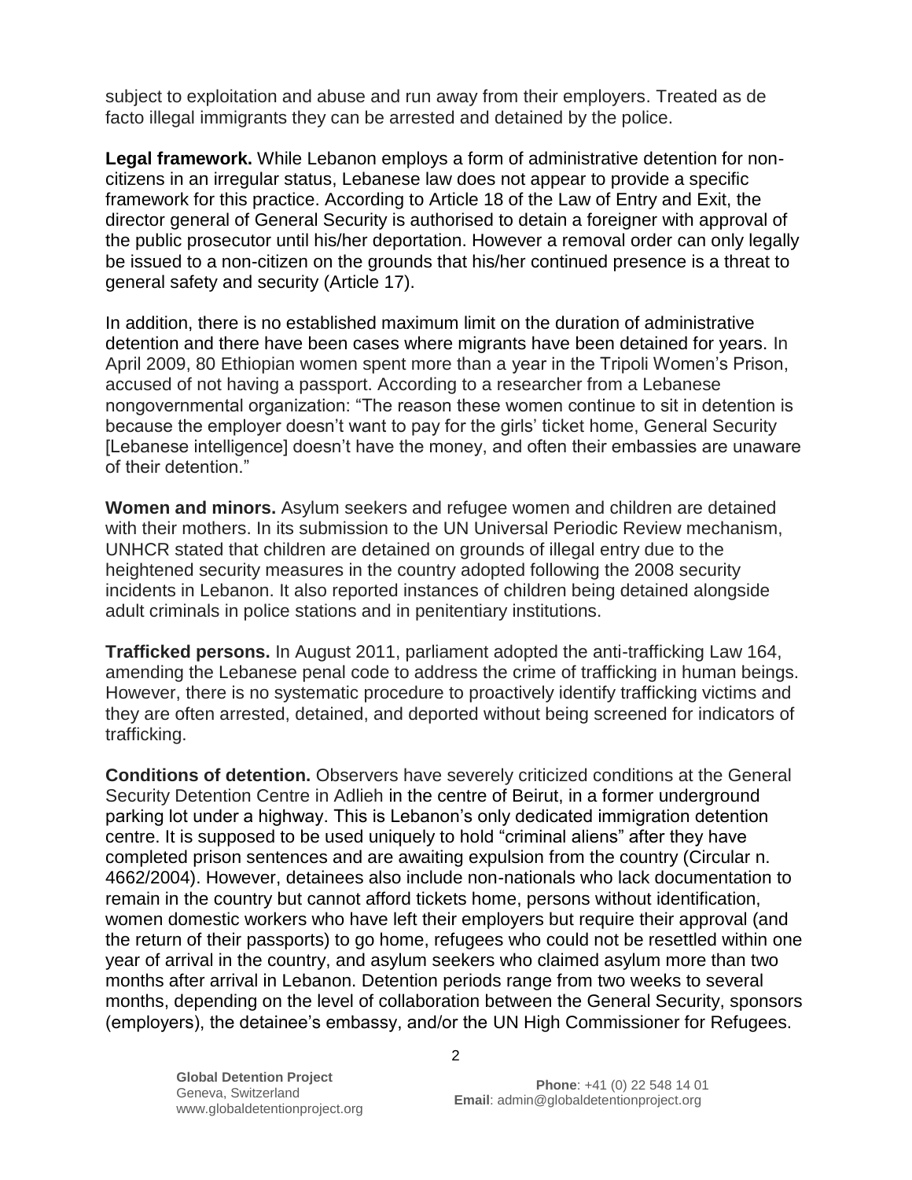subject to exploitation and abuse and run away from their employers. Treated as de facto illegal immigrants they can be arrested and detained by the police.

**Legal framework.** While Lebanon employs a form of administrative detention for non-citizens in an irregular status, Lebanese law does not appear to provide a specific framework for this practice. According to Article 18 of the Law of Entry and Exit, the director general of General Security is authorised to detain a foreigner with approval of the public prosecutor until his/her deportation. However a removal order can only legally be issued to a non-citizen on the grounds that his/her continued presence is a threat to general safety and security (Article 17).

In addition, there is no established maximum limit on the duration of administrative detention and there have been cases where migrants have been detained for years. In April 2009, 80 Ethiopian women spent more than a year in the Tripoli Women's Prison, accused of not having a passport. According to a researcher from a Lebanese nongovernmental organization: "The reason these women continue to sit in detention is because the employer doesn't want to pay for the girls' ticket home, General Security [Lebanese intelligence] doesn't have the money, and often their embassies are unaware of their detention."

**Women and minors.** Asylum seekers and refugee women and children are detained with their mothers. In its submission to the UN Universal Periodic Review mechanism, UNHCR stated that children are detained on grounds of illegal entry due to the heightened security measures in the country adopted following the 2008 security incidents in Lebanon. It also reported instances of children being detained alongside adult criminals in police stations and in penitentiary institutions.

**Trafficked persons.** In August 2011, parliament adopted the anti-trafficking Law 164, amending the Lebanese penal code to address the crime of trafficking in human beings. However, there is no systematic procedure to proactively identify trafficking victims and they are often arrested, detained, and deported without being screened for indicators of trafficking.

**Conditions of detention.** Observers have severely criticized conditions at the General Security Detention Centre in Adlieh in the centre of Beirut, in a former underground parking lot under a highway. This is Lebanon's only dedicated immigration detention centre. It is supposed to be used uniquely to hold "criminal aliens" after they have completed prison sentences and are awaiting expulsion from the country (Circular n. 4662/2004). However, detainees also include non-nationals who lack documentation to remain in the country but cannot afford tickets home, persons without identification, women domestic workers who have left their employers but require their approval (and the return of their passports) to go home, refugees who could not be resettled within one year of arrival in the country, and asylum seekers who claimed asylum more than two months after arrival in Lebanon. Detention periods range from two weeks to several months, depending on the level of collaboration between the General Security, sponsors (employers), the detainee's embassy, and/or the UN High Commissioner for Refugees.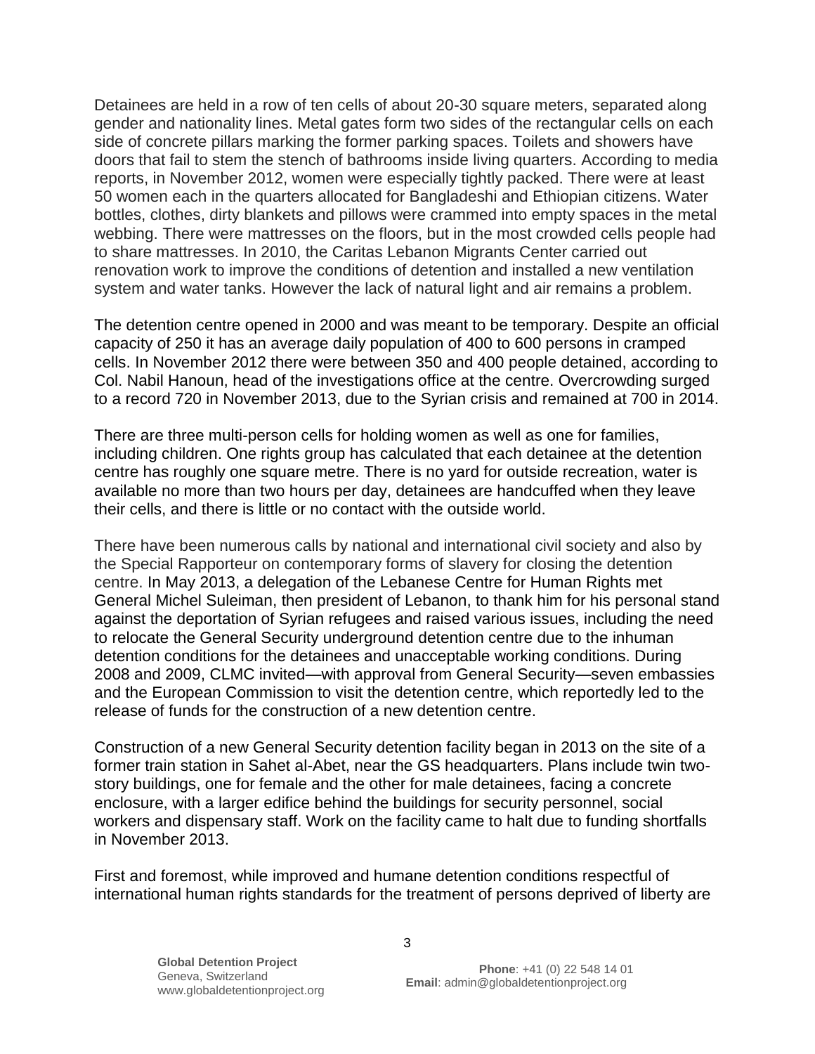Detainees are held in a row of ten cells of about 20-30 square meters, separated along gender and nationality lines. Metal gates form two sides of the rectangular cells on each side of concrete pillars marking the former parking spaces. Toilets and showers have doors that fail to stem the stench of bathrooms inside living quarters. According to media reports, in November 2012, women were especially tightly packed. There were at least 50 women each in the quarters allocated for Bangladeshi and Ethiopian citizens. Water bottles, clothes, dirty blankets and pillows were crammed into empty spaces in the metal webbing. There were mattresses on the floors, but in the most crowded cells people had to share mattresses. In 2010, the Caritas Lebanon Migrants Center carried out renovation work to improve the conditions of detention and installed a new ventilation system and water tanks. However the lack of natural light and air remains a problem.

The detention centre opened in 2000 and was meant to be temporary. Despite an official capacity of 250 it has an average daily population of 400 to 600 persons in cramped cells. In November 2012 there were between 350 and 400 people detained, according to Col. Nabil Hanoun, head of the investigations office at the centre. Overcrowding surged to a record 720 in November 2013, due to the Syrian crisis and remained at 700 in 2014.

There are three multi-person cells for holding women as well as one for families, including children. One rights group has calculated that each detainee at the detention centre has roughly one square metre. There is no yard for outside recreation, water is available no more than two hours per day, detainees are handcuffed when they leave their cells, and there is little or no contact with the outside world.

There have been numerous calls by national and international civil society and also by the Special Rapporteur on contemporary forms of slavery for closing the detention centre. In May 2013, a delegation of the Lebanese Centre for Human Rights met General Michel Suleiman, then president of Lebanon, to thank him for his personal stand against the deportation of Syrian refugees and raised various issues, including the need to relocate the General Security underground detention centre due to the inhuman detention conditions for the detainees and unacceptable working conditions. During 2008 and 2009, CLMC invited—with approval from General Security—seven embassies and the European Commission to visit the detention centre, which reportedly led to the release of funds for the construction of a new detention centre.

Construction of a new General Security detention facility began in 2013 on the site of a former train station in Sahet al-Abet, near the GS headquarters. Plans include twin two-story buildings, one for female and the other for male detainees, facing a concrete enclosure, with a larger edifice behind the buildings for security personnel, social workers and dispensary staff. Work on the facility came to halt due to funding shortfalls in November 2013.

First and foremost, while improved and humane detention conditions respectful of international human rights standards for the treatment of persons deprived of liberty are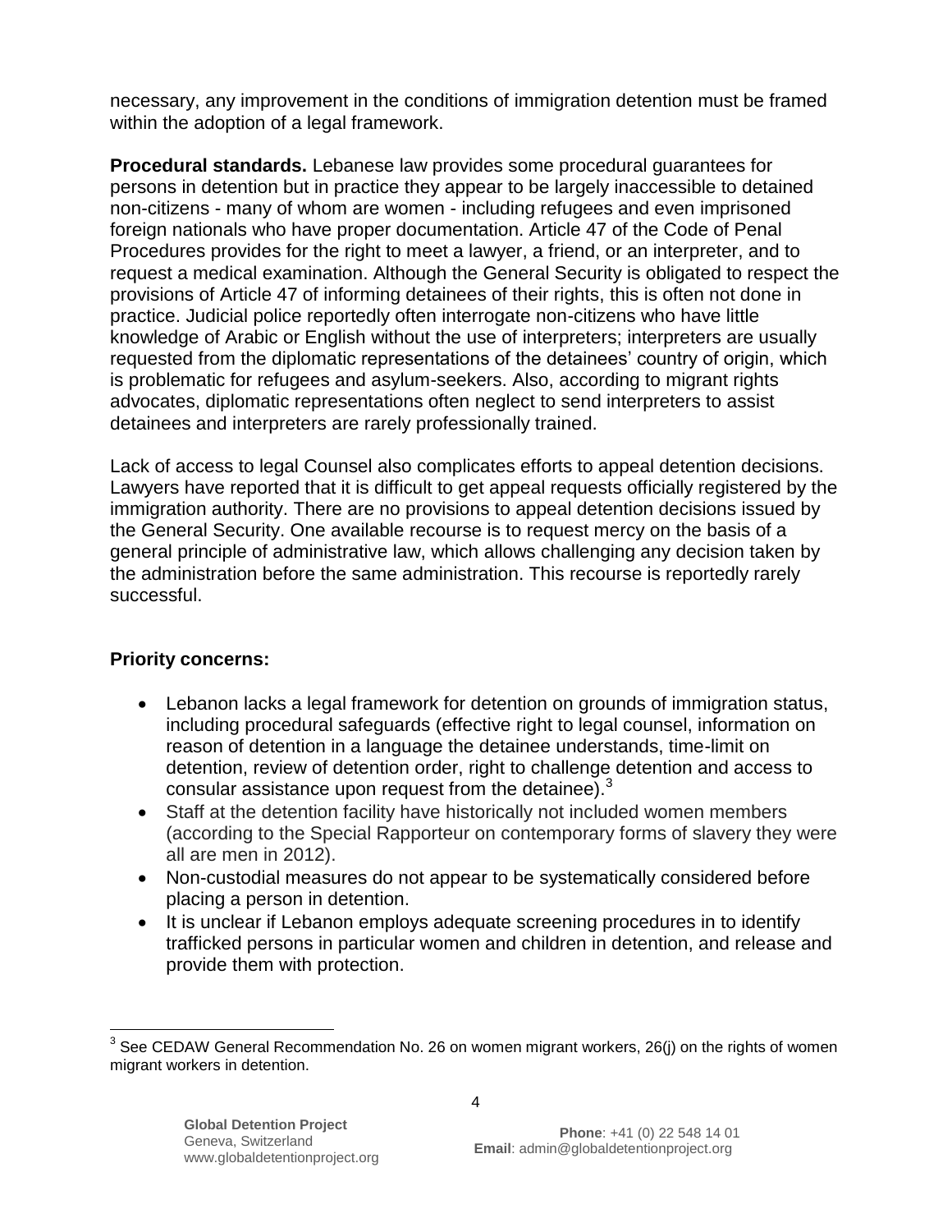necessary, any improvement in the conditions of immigration detention must be framed within the adoption of a legal framework.

**Procedural standards.** Lebanese law provides some procedural guarantees for persons in detention but in practice they appear to be largely inaccessible to detained non-citizens - many of whom are women - including refugees and even imprisoned foreign nationals who have proper documentation. Article 47 of the Code of Penal Procedures provides for the right to meet a lawyer, a friend, or an interpreter, and to request a medical examination. Although the General Security is obligated to respect the provisions of Article 47 of informing detainees of their rights, this is often not done in practice. Judicial police reportedly often interrogate non-citizens who have little knowledge of Arabic or English without the use of interpreters; interpreters are usually requested from the diplomatic representations of the detainees' country of origin, which is problematic for refugees and asylum-seekers. Also, according to migrant rights advocates, diplomatic representations often neglect to send interpreters to assist detainees and interpreters are rarely professionally trained.

Lack of access to legal Counsel also complicates efforts to appeal detention decisions. Lawyers have reported that it is difficult to get appeal requests officially registered by the immigration authority. There are no provisions to appeal detention decisions issued by the General Security. One available recourse is to request mercy on the basis of a general principle of administrative law, which allows challenging any decision taken by the administration before the same administration. This recourse is reportedly rarely successful.

**Priority concerns:**

- Lebanon lacks a legal framework for detention on grounds of immigration status, including procedural safeguards (effective right to legal counsel, information on reason of detention in a language the detainee understands, time-limit on detention, review of detention order, right to challenge detention and access to consular assistance upon request from the detainee).[3]
- Staff at the detention facility have historically not included women members (according to the Special Rapporteur on contemporary forms of slavery they were all are men in 2012).
- Non-custodial measures do not appear to be systematically considered before placing a person in detention.
- It is unclear if Lebanon employs adequate screening procedures in to identify trafficked persons in particular women and children in detention, and release and provide them with protection.

[3] See CEDAW General Recommendation No. 26 on women migrant workers, 26(j) on the rights of women migrant workers in detention.